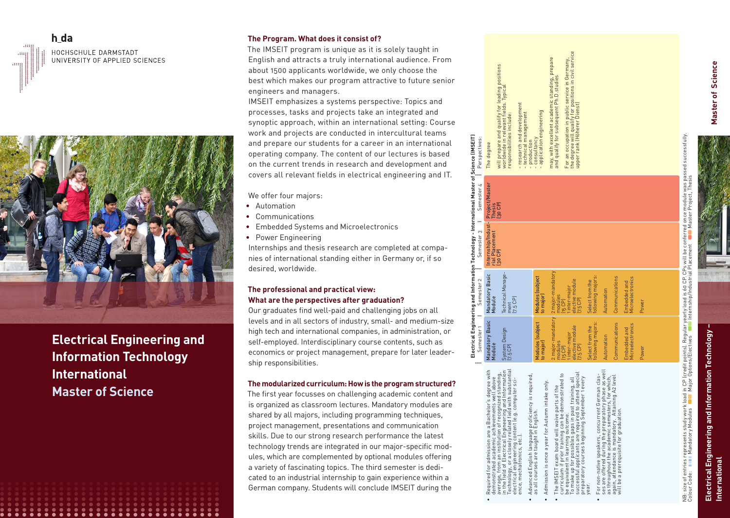**h_da**

HOCHSCHULE DARMSTADT
UNIVERSITY OF APPLIED SCIENCES

# Electrical Engineering and Information Technology International

## Master of Science

### The Program. What does it consist of?

The IMSEIT program is unique as it is solely taught in English and attracts a truly international audience. From about 1500 applicants worldwide, we only choose the best which makes our program attractive to future senior engineers and managers.

IMSEIT emphasizes a systems perspective: Topics and processes, tasks and projects take an integrated and synoptic approach, within an international setting: Course work and projects are conducted in intercultural teams and prepare our students for a career in an international operating company. The content of our lectures is based on the current trends in research and development and covers all relevant fields in electrical engineering and IT.

We offer four majors:

- Automation
- Communications
- Embedded Systems and Microelectronics
- Power Engineering

Internships and thesis research are completed at companies of international standing either in Germany or, if so desired, worldwide.

### The professional and practical view: What are the perspectives after graduation?

Our graduates find well-paid and challenging jobs on all levels and in all sectors of industry, small- and medium-size high tech and international companies, in administration, or self-employed. Interdisciplinary course contents, such as economics or project management, prepare for later leadership responsibilities.

### The modularized curriculum: How is the program structured?

The first year focusses on challenging academic content and is organized as classroom lectures. Mandatory modules are shared by all majors, including programming techniques, project management, presentations and communication skills. Due to our strong research performance the latest technology trends are integrated in our major-specific modules, which are complemented by optional modules offering a variety of fascinating topics. The third semester is dedicated to an industrial internship to gain experience within a German company. Students will conclude IMSEIT during the

**Electrical Engineering and Information Technology - International Master of Science (IMSEIT)**

| Semester 1 | Semester 2 | Semester 3 | Semester 4 | Perspectives: |
|---|---|---|---|---|
| **Mandatory Basic Module**<br>System Design [7,5 CP] | **Mandatory Basic Module**<br>Technical Management [7,5 CP] | **Internship/Industrial Placement** [30 CP] | **Project/Master Thesis** [30 CP] | The degree<br><br>will prepare and qualify for leading positions worldwide in relevant fields. Typical responsibilities include:<br>- research and development<br>- technical management<br>- production<br>- consultancy<br>- application engineering<br><br>may, with excellent academic standing, prepare and qualify for subsequent Ph.D.studies<br><br>For an occupation in public service in Germany, the degree will qualify for positions in civil service upper rank (Höherer Dienst) |
| **Modules (subject to major)**<br>2 major-mandatory modules [15 CP]<br>1 inter-major elective module [7,5 CP]<br>Select from the following majors:<br>Automation<br>Communications<br>Embedded and Microelectronics<br>Power | **Modules (subject to major)**<br>2 major-mandatory modules [15 CP]<br>1 inter-major elective module [7,5 CP]<br>Select from the following majors:<br>Automation<br>Communications<br>Embedded and Microelectronics<br>Power | | | |

- Required for admission are a Bachelor's degree with demonstrated academic achievements well above average, from an institution of recognized standing, in the field of Electrical Engineering and Information Technology, or a closely related field with substantial electrical engineering content (e.g. computer science, mechatronics, etc.).
- Advanced English language proficiency is required, as all courses are taught in English.
- Admission is once a year for Autumn intake only.
- The IMSEIT exam board will waive parts of the curriculum if prior training can be demonstrated to be equivalent in learning outcome. To make up for possible gaps in past training, all successful applicants are required to attend special preparatory courses beginning September 1 every year.
- For non-native speakers, concurrent German classes are offered during the preparatory phase as well as throughout the academic semesters, for which, again, attendance is mandatory. Attaining A2 level will be a prerequisite for graduation.

NB: size of entries represents study work load in CP (credit points). Regular yearly load is 60 CP. CPs will be conferred once module was passed successfully.
Colour Code: Mandatory Modules; Major Options/Electives; Internship/Industrial Placement; Master Project, Thesis

**Electrical Engineering and Information Technology – International**

**Master of Science**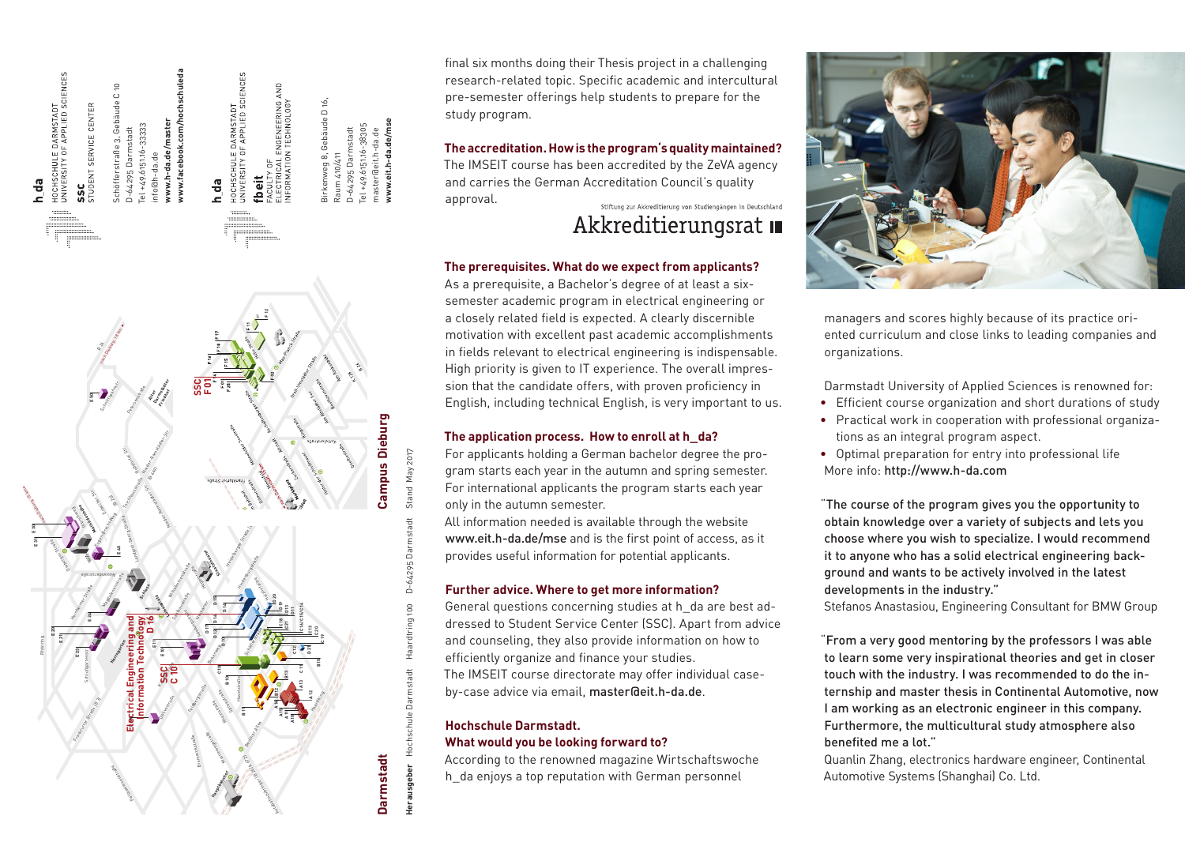**h_da**
HOCHSCHULE DARMSTADT
UNIVERSITY OF APPLIED SCIENCES

**ssc**
STUDENT SERVICE CENTER

Schöfferstraße 3, Gebäude C 10
D-64295 Darmstadt
Tel +49.6151.16-33333
info@h-da.de
**www.h-da.de/master**
**www.facebook.com/hochschuleda**

**h_da**
HOCHSCHULE DARMSTADT
UNIVERSITY OF APPLIED SCIENCES

**fbeit**
FACULTY OF
ELECTRICAL ENGINEERING AND
INFORMATION TECHNOLOGY

Birkenweg 8, Gebäude D 16,
Raum 410/411
D-64295 Darmstadt
Tel +49.6151.16-38305
master@eit.h-da.de
**www.eit.h-da.de/mse**

**Darmstadt** **Campus Dieburg**

**Herausgeber** Hochschule Darmstadt Haardtring 100 D-64295 Darmstadt Stand May 2017

final six months doing their Thesis project in a challenging research-related topic. Specific academic and intercultural pre-semester offerings help students to prepare for the study program.

**The accreditation. How is the program's quality maintained?**

The IMSEIT course has been accredited by the ZeVA agency and carries the German Accreditation Council's quality approval.

Stiftung zur Akkreditierung von Studiengängen in Deutschland
Akkreditierungsrat

**The prerequisites. What do we expect from applicants?**

As a prerequisite, a Bachelor's degree of at least a six-semester academic program in electrical engineering or a closely related field is expected. A clearly discernible motivation with excellent past academic accomplishments in fields relevant to electrical engineering is indispensable. High priority is given to IT experience. The overall impression that the candidate offers, with proven proficiency in English, including technical English, is very important to us.

**The application process. How to enroll at h_da?**

For applicants holding a German bachelor degree the program starts each year in the autumn and spring semester. For international applicants the program starts each year only in the autumn semester.
All information needed is available through the website www.eit.h-da.de/mse and is the first point of access, as it provides useful information for potential applicants.

**Further advice. Where to get more information?**

General questions concerning studies at h_da are best addressed to Student Service Center (SSC). Apart from advice and counseling, they also provide information on how to efficiently organize and finance your studies.
The IMSEIT course directorate may offer individual case-by-case advice via email, master@eit.h-da.de.

**Hochschule Darmstadt.**
**What would you be looking forward to?**

According to the renowned magazine Wirtschaftswoche h_da enjoys a top reputation with German personnel managers and scores highly because of its practice oriented curriculum and close links to leading companies and organizations.

Darmstadt University of Applied Sciences is renowned for:

- Efficient course organization and short durations of study
- Practical work in cooperation with professional organizations as an integral program aspect.
- Optimal preparation for entry into professional life

More info: http://www.h-da.com

"The course of the program gives you the opportunity to obtain knowledge over a variety of subjects and lets you choose where you wish to specialize. I would recommend it to anyone who has a solid electrical engineering background and wants to be actively involved in the latest developments in the industry."
Stefanos Anastasiou, Engineering Consultant for BMW Group

"From a very good mentoring by the professors I was able to learn some very inspirational theories and get in closer touch with the industry. I was recommended to do the internship and master thesis in Continental Automotive, now I am working as an electronic engineer in this company. Furthermore, the multicultural study atmosphere also benefited me a lot."
Quanlin Zhang, electronics hardware engineer, Continental Automotive Systems (Shanghai) Co. Ltd.